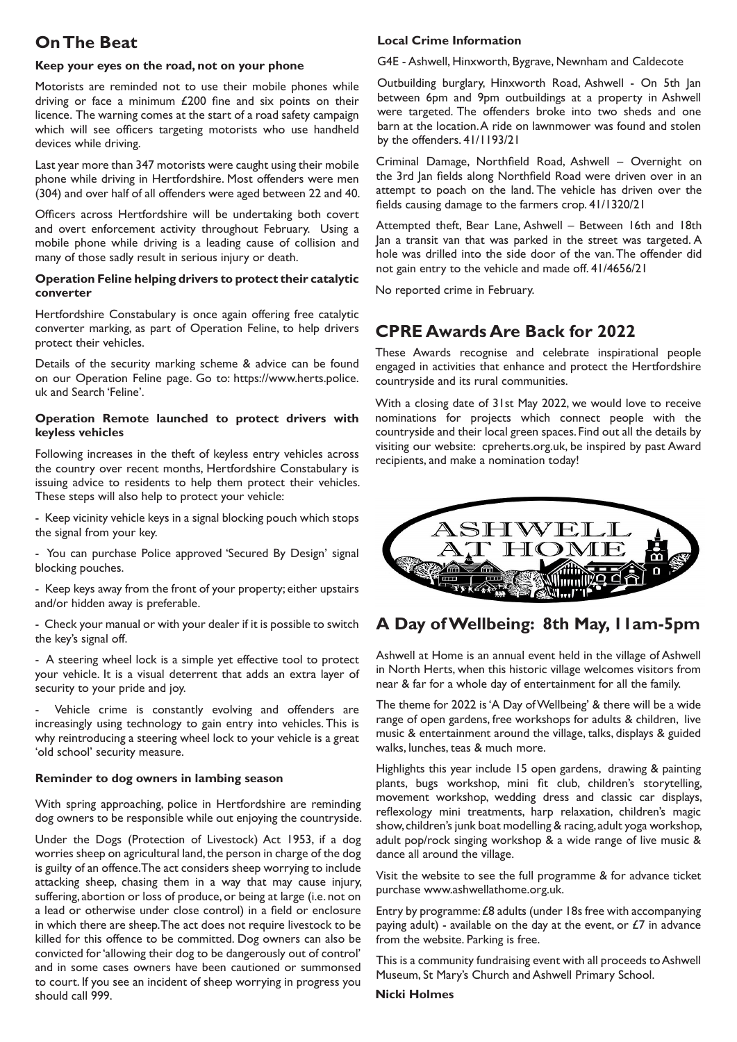## On The Beat

### Keep your eyes on the road, not on your phone

Motorists are reminded not to use their mobile phones while driving or face a minimum £200 fine and six points on their licence. The warning comes at the start of a road safety campaign which will see officers targeting motorists who use handheld devices while driving.

Last year more than 347 motorists were caught using their mobile phone while driving in Hertfordshire. Most offenders were men (304) and over half of all offenders were aged between 22 and 40.

Officers across Hertfordshire will be undertaking both covert and overt enforcement activity throughout February. Using a mobile phone while driving is a leading cause of collision and many of those sadly result in serious injury or death.

### Operation Feline helping drivers to protect their catalytic converter

Hertfordshire Constabulary is once again offering free catalytic converter marking, as part of Operation Feline, to help drivers protect their vehicles.

Details of the security marking scheme & advice can be found on our Operation Feline page. Go to: https://www.herts.police.uk and Search 'Feline'.

### Operation Remote launched to protect drivers with keyless vehicles

Following increases in the theft of keyless entry vehicles across the country over recent months, Hertfordshire Constabulary is issuing advice to residents to help them protect their vehicles. These steps will also help to protect your vehicle:

- Keep vicinity vehicle keys in a signal blocking pouch which stops the signal from your key.
- You can purchase Police approved 'Secured By Design' signal blocking pouches.
- Keep keys away from the front of your property; either upstairs and/or hidden away is preferable.
- Check your manual or with your dealer if it is possible to switch the key's signal off.
- A steering wheel lock is a simple yet effective tool to protect your vehicle. It is a visual deterrent that adds an extra layer of security to your pride and joy.
- Vehicle crime is constantly evolving and offenders are increasingly using technology to gain entry into vehicles. This is why reintroducing a steering wheel lock to your vehicle is a great 'old school' security measure.

### Reminder to dog owners in lambing season

With spring approaching, police in Hertfordshire are reminding dog owners to be responsible while out enjoying the countryside.

Under the Dogs (Protection of Livestock) Act 1953, if a dog worries sheep on agricultural land, the person in charge of the dog is guilty of an offence. The act considers sheep worrying to include attacking sheep, chasing them in a way that may cause injury, suffering, abortion or loss of produce, or being at large (i.e. not on a lead or otherwise under close control) in a field or enclosure in which there are sheep. The act does not require livestock to be killed for this offence to be committed. Dog owners can also be convicted for 'allowing their dog to be dangerously out of control' and in some cases owners have been cautioned or summonsed to court. If you see an incident of sheep worrying in progress you should call 999.

### Local Crime Information

G4E - Ashwell, Hinxworth, Bygrave, Newnham and Caldecote

Outbuilding burglary, Hinxworth Road, Ashwell - On 5th Jan between 6pm and 9pm outbuildings at a property in Ashwell were targeted. The offenders broke into two sheds and one barn at the location. A ride on lawnmower was found and stolen by the offenders. 41/1193/21

Criminal Damage, Northfield Road, Ashwell – Overnight on the 3rd Jan fields along Northfield Road were driven over in an attempt to poach on the land. The vehicle has driven over the fields causing damage to the farmers crop. 41/1320/21

Attempted theft, Bear Lane, Ashwell – Between 16th and 18th Jan a transit van that was parked in the street was targeted. A hole was drilled into the side door of the van. The offender did not gain entry to the vehicle and made off. 41/4656/21

No reported crime in February.

## CPRE Awards Are Back for 2022

These Awards recognise and celebrate inspirational people engaged in activities that enhance and protect the Hertfordshire countryside and its rural communities.

With a closing date of 31st May 2022, we would love to receive nominations for projects which connect people with the countryside and their local green spaces. Find out all the details by visiting our website: cpreherts.org.uk, be inspired by past Award recipients, and make a nomination today!

ASHWELL AT HOME

## A Day of Wellbeing: 8th May, 11am-5pm

Ashwell at Home is an annual event held in the village of Ashwell in North Herts, when this historic village welcomes visitors from near & far for a whole day of entertainment for all the family.

The theme for 2022 is 'A Day of Wellbeing' & there will be a wide range of open gardens, free workshops for adults & children, live music & entertainment around the village, talks, displays & guided walks, lunches, teas & much more.

Highlights this year include 15 open gardens, drawing & painting plants, bugs workshop, mini fit club, children's storytelling, movement workshop, wedding dress and classic car displays, reflexology mini treatments, harp relaxation, children's magic show, children's junk boat modelling & racing, adult yoga workshop, adult pop/rock singing workshop & a wide range of live music & dance all around the village.

Visit the website to see the full programme & for advance ticket purchase www.ashwellathome.org.uk.

Entry by programme: £8 adults (under 18s free with accompanying paying adult) - available on the day at the event, or £7 in advance from the website. Parking is free.

This is a community fundraising event with all proceeds to Ashwell Museum, St Mary's Church and Ashwell Primary School.

**Nicki Holmes**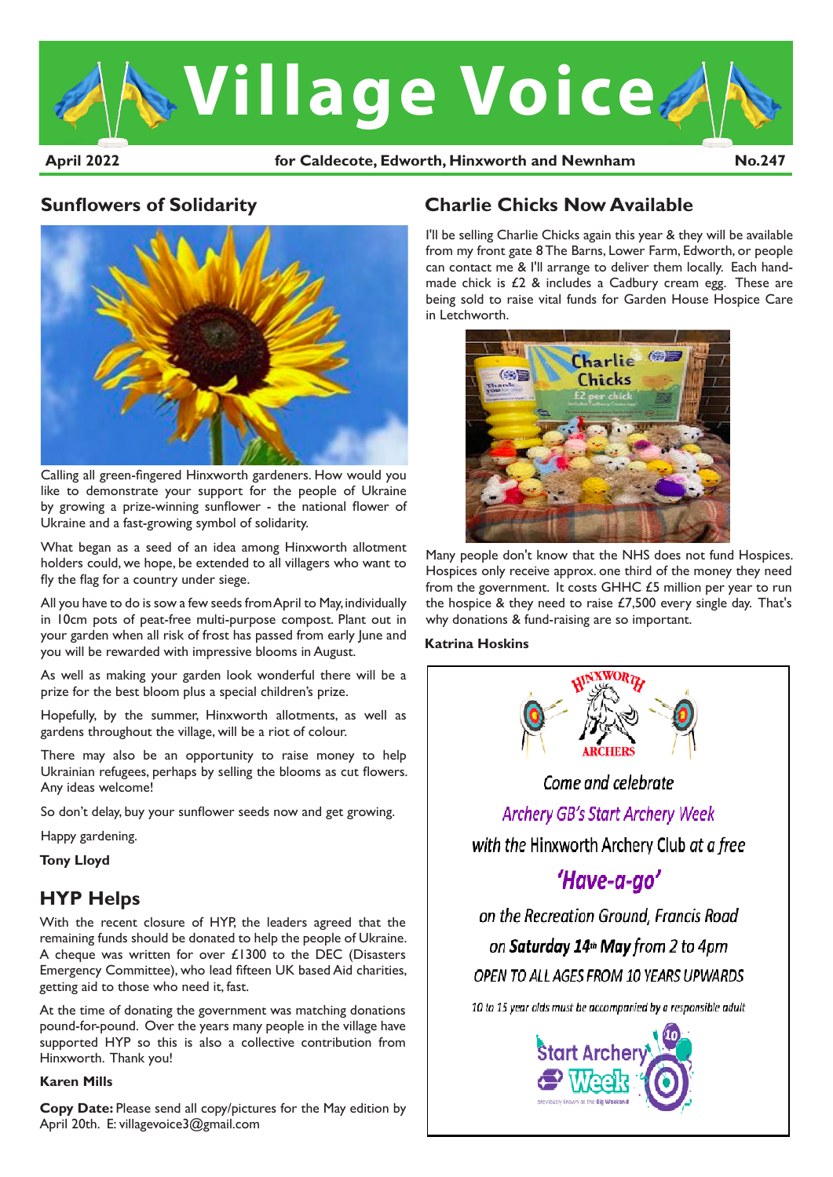# Village Voice

**April 2022** — for Caldecote, Edworth, Hinxworth and Newnham — **No.247**

## Sunflowers of Solidarity

Calling all green-fingered Hinxworth gardeners. How would you like to demonstrate your support for the people of Ukraine by growing a prize-winning sunflower - the national flower of Ukraine and a fast-growing symbol of solidarity.

What began as a seed of an idea among Hinxworth allotment holders could, we hope, be extended to all villagers who want to fly the flag for a country under siege.

All you have to do is sow a few seeds from April to May, individually in 10cm pots of peat-free multi-purpose compost. Plant out in your garden when all risk of frost has passed from early June and you will be rewarded with impressive blooms in August.

As well as making your garden look wonderful there will be a prize for the best bloom plus a special children's prize.

Hopefully, by the summer, Hinxworth allotments, as well as gardens throughout the village, will be a riot of colour.

There may also be an opportunity to raise money to help Ukrainian refugees, perhaps by selling the blooms as cut flowers. Any ideas welcome!

So don't delay, buy your sunflower seeds now and get growing.

Happy gardening.

**Tony Lloyd**

## HYP Helps

With the recent closure of HYP, the leaders agreed that the remaining funds should be donated to help the people of Ukraine. A cheque was written for over £1300 to the DEC (Disasters Emergency Committee), who lead fifteen UK based Aid charities, getting aid to those who need it, fast.

At the time of donating the government was matching donations pound-for-pound. Over the years many people in the village have supported HYP so this is also a collective contribution from Hinxworth. Thank you!

**Karen Mills**

**Copy Date:** Please send all copy/pictures for the May edition by April 20th. E: villagevoice3@gmail.com

## Charlie Chicks Now Available

I'll be selling Charlie Chicks again this year & they will be available from my front gate 8 The Barns, Lower Farm, Edworth, or people can contact me & I'll arrange to deliver them locally. Each hand-made chick is £2 & includes a Cadbury cream egg. These are being sold to raise vital funds for Garden House Hospice Care in Letchworth.

Many people don't know that the NHS does not fund Hospices. Hospices only receive approx. one third of the money they need from the government. It costs GHHC £5 million per year to run the hospice & they need to raise £7,500 every single day. That's why donations & fund-raising are so important.

**Katrina Hoskins**

---

HINXWORTH ARCHERS

Come and celebrate

*Archery GB's Start Archery Week*

with the Hinxworth Archery Club at a free

***'Have-a-go'***

on the Recreation Ground, Francis Road

on **Saturday 14th May** from 2 to 4pm

OPEN TO ALL AGES FROM 10 YEARS UPWARDS

*10 to 15 year olds must be accompanied by a responsible adult*

Start Archery Week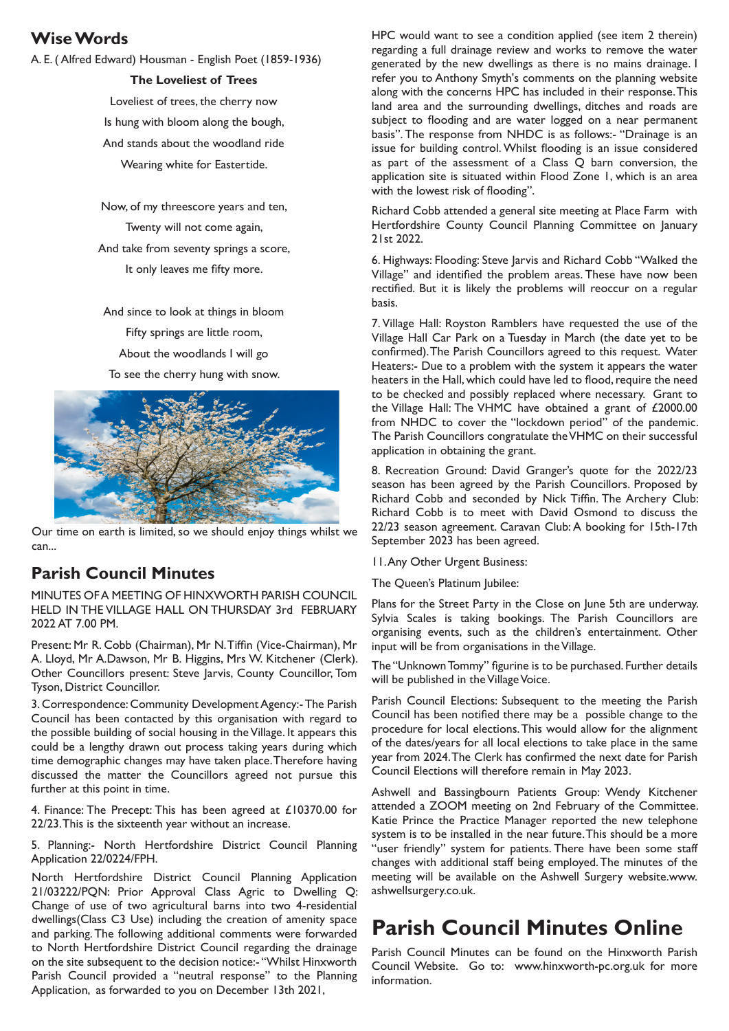## Wise Words

A. E. ( Alfred Edward) Housman - English Poet (1859-1936)

**The Loveliest of Trees**

Loveliest of trees, the cherry now
Is hung with bloom along the bough,
And stands about the woodland ride
Wearing white for Eastertide.

Now, of my threescore years and ten,
Twenty will not come again,
And take from seventy springs a score,
It only leaves me fifty more.

And since to look at things in bloom
Fifty springs are little room,
About the woodlands I will go
To see the cherry hung with snow.

Our time on earth is limited, so we should enjoy things whilst we can...

## Parish Council Minutes

MINUTES OF A MEETING OF HINXWORTH PARISH COUNCIL HELD IN THE VILLAGE HALL ON THURSDAY 3rd FEBRUARY 2022 AT 7.00 PM.

Present: Mr R. Cobb (Chairman), Mr N. Tiffin (Vice-Chairman), Mr A. Lloyd, Mr A.Dawson, Mr B. Higgins, Mrs W. Kitchener (Clerk). Other Councillors present: Steve Jarvis, County Councillor, Tom Tyson, District Councillor.

3. Correspondence: Community Development Agency:- The Parish Council has been contacted by this organisation with regard to the possible building of social housing in the Village. It appears this could be a lengthy drawn out process taking years during which time demographic changes may have taken place. Therefore having discussed the matter the Councillors agreed not pursue this further at this point in time.

4. Finance: The Precept: This has been agreed at £10370.00 for 22/23. This is the sixteenth year without an increase.

5. Planning:- North Hertfordshire District Council Planning Application 22/0224/FPH.

North Hertfordshire District Council Planning Application 21/03222/PQN: Prior Approval Class Agric to Dwelling Q: Change of use of two agricultural barns into two 4-residential dwellings(Class C3 Use) including the creation of amenity space and parking. The following additional comments were forwarded to North Hertfordshire District Council regarding the drainage on the site subsequent to the decision notice:- "Whilst Hinxworth Parish Council provided a "neutral response" to the Planning Application, as forwarded to you on December 13th 2021, HPC would want to see a condition applied (see item 2 therein) regarding a full drainage review and works to remove the water generated by the new dwellings as there is no mains drainage. I refer you to Anthony Smyth's comments on the planning website along with the concerns HPC has included in their response. This land area and the surrounding dwellings, ditches and roads are subject to flooding and are water logged on a near permanent basis". The response from NHDC is as follows:- "Drainage is an issue for building control. Whilst flooding is an issue considered as part of the assessment of a Class Q barn conversion, the application site is situated within Flood Zone 1, which is an area with the lowest risk of flooding".

Richard Cobb attended a general site meeting at Place Farm with Hertfordshire County Council Planning Committee on January 21st 2022.

6. Highways: Flooding: Steve Jarvis and Richard Cobb "Walked the Village" and identified the problem areas. These have now been rectified. But it is likely the problems will reoccur on a regular basis.

7. Village Hall: Royston Ramblers have requested the use of the Village Hall Car Park on a Tuesday in March (the date yet to be confirmed). The Parish Councillors agreed to this request. Water Heaters:- Due to a problem with the system it appears the water heaters in the Hall, which could have led to flood, require the need to be checked and possibly replaced where necessary. Grant to the Village Hall: The VHMC have obtained a grant of £2000.00 from NHDC to cover the "lockdown period" of the pandemic. The Parish Councillors congratulate the VHMC on their successful application in obtaining the grant.

8. Recreation Ground: David Granger's quote for the 2022/23 season has been agreed by the Parish Councillors. Proposed by Richard Cobb and seconded by Nick Tiffin. The Archery Club: Richard Cobb is to meet with David Osmond to discuss the 22/23 season agreement. Caravan Club: A booking for 15th-17th September 2023 has been agreed.

11. Any Other Urgent Business:

The Queen's Platinum Jubilee:

Plans for the Street Party in the Close on June 5th are underway. Sylvia Scales is taking bookings. The Parish Councillors are organising events, such as the children's entertainment. Other input will be from organisations in the Village.

The "Unknown Tommy" figurine is to be purchased. Further details will be published in the Village Voice.

Parish Council Elections: Subsequent to the meeting the Parish Council has been notified there may be a possible change to the procedure for local elections. This would allow for the alignment of the dates/years for all local elections to take place in the same year from 2024. The Clerk has confirmed the next date for Parish Council Elections will therefore remain in May 2023.

Ashwell and Bassingbourn Patients Group: Wendy Kitchener attended a ZOOM meeting on 2nd February of the Committee. Katie Prince the Practice Manager reported the new telephone system is to be installed in the near future. This should be a more "user friendly" system for patients. There have been some staff changes with additional staff being employed. The minutes of the meeting will be available on the Ashwell Surgery website.www.ashwellsurgery.co.uk.

# Parish Council Minutes Online

Parish Council Minutes can be found on the Hinxworth Parish Council Website. Go to: www.hinxworth-pc.org.uk for more information.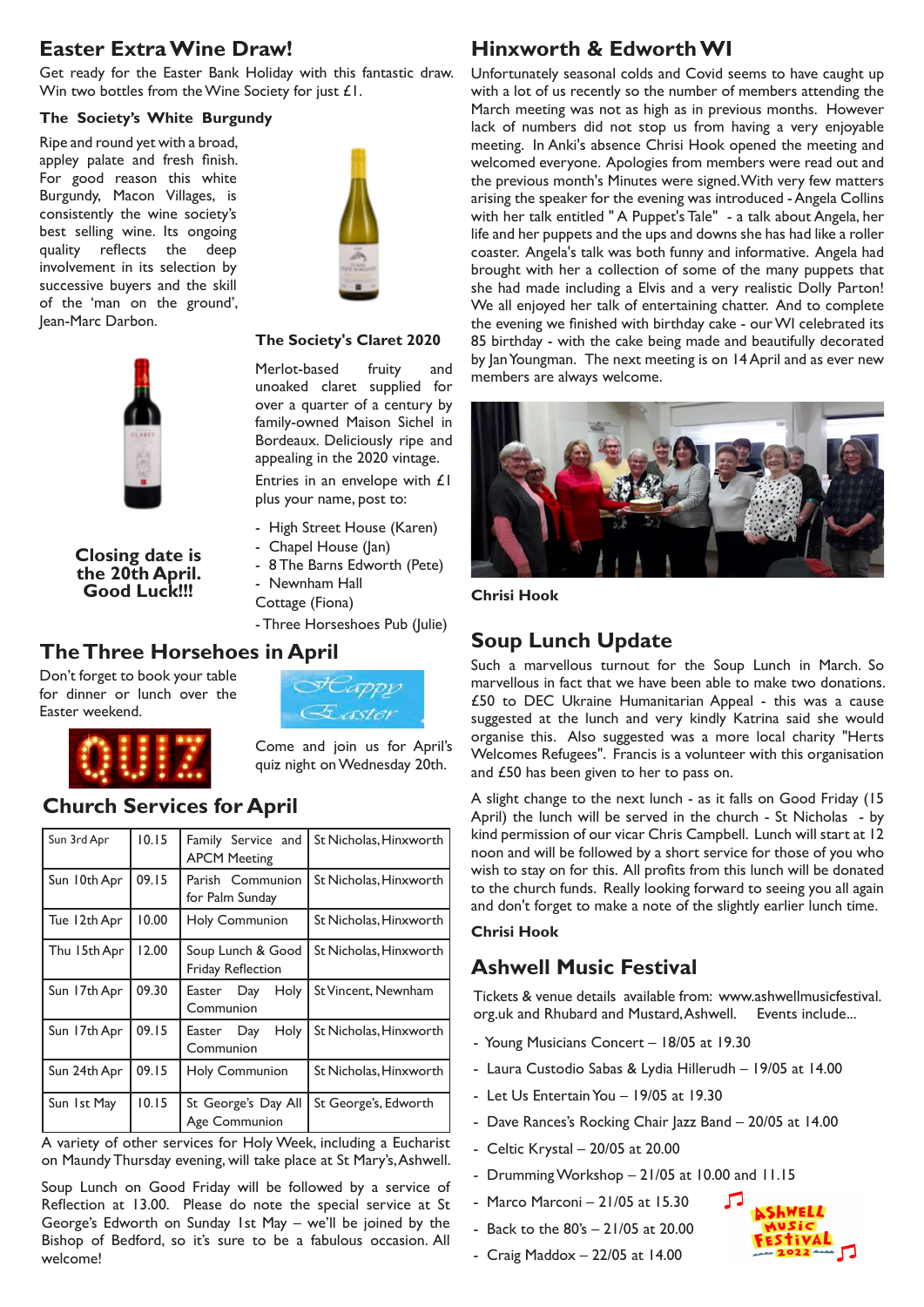## Easter Extra Wine Draw!

Get ready for the Easter Bank Holiday with this fantastic draw. Win two bottles from the Wine Society for just £1.

### The Society's White Burgundy

Ripe and round yet with a broad, appley palate and fresh finish. For good reason this white Burgundy, Macon Villages, is consistently the wine society's best selling wine. Its ongoing quality reflects the deep involvement in its selection by successive buyers and the skill of the 'man on the ground', Jean-Marc Darbon.

### The Society's Claret 2020

Merlot-based fruity and unoaked claret supplied for over a quarter of a century by family-owned Maison Sichel in Bordeaux. Deliciously ripe and appealing in the 2020 vintage.

Entries in an envelope with £1 plus your name, post to:

- High Street House (Karen)
- Chapel House (Jan)
- 8 The Barns Edworth (Pete)
- Newnham Hall Cottage (Fiona)
- Three Horseshoes Pub (Julie)

**Closing date is the 20th April. Good Luck!!!**

## The Three Horseshoes in April

Don't forget to book your table for dinner or lunch over the Easter weekend.

Come and join us for April's quiz night on Wednesday 20th.

## Church Services for April

| | | | |
|---|---|---|---|
| Sun 3rd Apr | 10.15 | Family Service and APCM Meeting | St Nicholas, Hinxworth |
| Sun 10th Apr | 09.15 | Parish Communion for Palm Sunday | St Nicholas, Hinxworth |
| Tue 12th Apr | 10.00 | Holy Communion | St Nicholas, Hinxworth |
| Thu 15th Apr | 12.00 | Soup Lunch & Good Friday Reflection | St Nicholas, Hinxworth |
| Sun 17th Apr | 09.30 | Easter Day Holy Communion | St Vincent, Newnham |
| Sun 17th Apr | 09.15 | Easter Day Holy Communion | St Nicholas, Hinxworth |
| Sun 24th Apr | 09.15 | Holy Communion | St Nicholas, Hinxworth |
| Sun 1st May | 10.15 | St George's Day All Age Communion | St George's, Edworth |

A variety of other services for Holy Week, including a Eucharist on Maundy Thursday evening, will take place at St Mary's, Ashwell.

Soup Lunch on Good Friday will be followed by a service of Reflection at 13.00. Please do note the special service at St George's Edworth on Sunday 1st May – we'll be joined by the Bishop of Bedford, so it's sure to be a fabulous occasion. All welcome!

## Hinxworth & Edworth WI

Unfortunately seasonal colds and Covid seems to have caught up with a lot of us recently so the number of members attending the March meeting was not as high as in previous months. However lack of numbers did not stop us from having a very enjoyable meeting. In Anki's absence Chrisi Hook opened the meeting and welcomed everyone. Apologies from members were read out and the previous month's Minutes were signed. With very few matters arising the speaker for the evening was introduced - Angela Collins with her talk entitled " A Puppet's Tale" - a talk about Angela, her life and her puppets and the ups and downs she has had like a roller coaster. Angela's talk was both funny and informative. Angela had brought with her a collection of some of the many puppets that she had made including a Elvis and a very realistic Dolly Parton! We all enjoyed her talk of entertaining chatter. And to complete the evening we finished with birthday cake - our WI celebrated its 85 birthday - with the cake being made and beautifully decorated by Jan Youngman. The next meeting is on 14 April and as ever new members are always welcome.

**Chrisi Hook**

## Soup Lunch Update

Such a marvellous turnout for the Soup Lunch in March. So marvellous in fact that we have been able to make two donations. £50 to DEC Ukraine Humanitarian Appeal - this was a cause suggested at the lunch and very kindly Katrina said she would organise this. Also suggested was a more local charity "Herts Welcomes Refugees". Francis is a volunteer with this organisation and £50 has been given to her to pass on.

A slight change to the next lunch - as it falls on Good Friday (15 April) the lunch will be served in the church - St Nicholas - by kind permission of our vicar Chris Campbell. Lunch will start at 12 noon and will be followed by a short service for those of you who wish to stay on for this. All profits from this lunch will be donated to the church funds. Really looking forward to seeing you all again and don't forget to make a note of the slightly earlier lunch time.

**Chrisi Hook**

## Ashwell Music Festival

Tickets & venue details available from: www.ashwellmusicfestival.org.uk and Rhubard and Mustard, Ashwell. Events include...

- Young Musicians Concert – 18/05 at 19.30
- Laura Custodio Sabas & Lydia Hillerudh – 19/05 at 14.00
- Let Us Entertain You – 19/05 at 19.30
- Dave Rances's Rocking Chair Jazz Band – 20/05 at 14.00
- Celtic Krystal – 20/05 at 20.00
- Drumming Workshop – 21/05 at 10.00 and 11.15
- Marco Marconi – 21/05 at 15.30
- Back to the 80's – 21/05 at 20.00
- Craig Maddox – 22/05 at 14.00